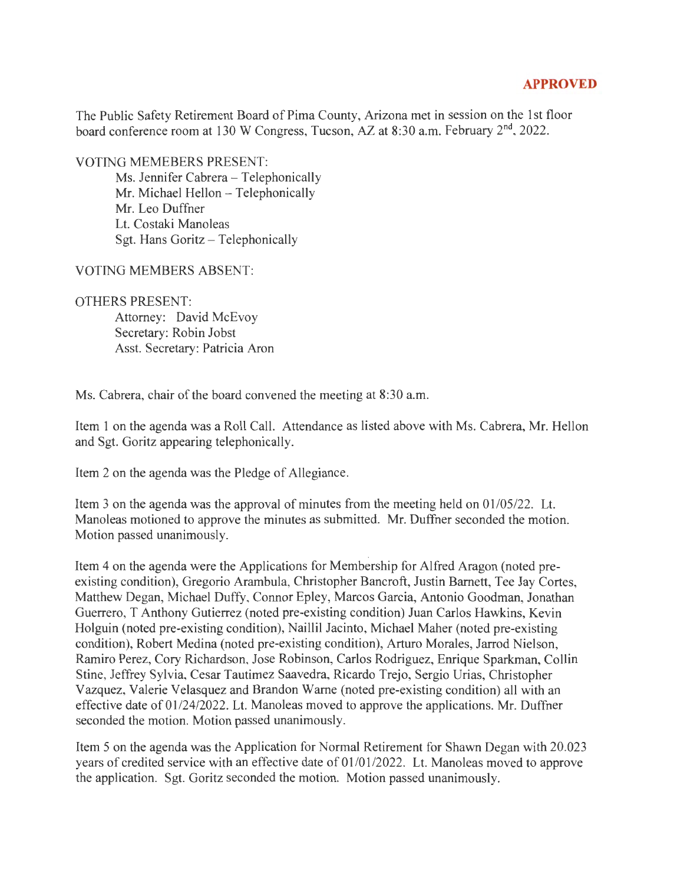**APPROVED**

The Public Safety Retirement Board of Pima County, Arizona met in session on the 1st floor board conference room at 130 W Congress, Tucson, AZ at 8:30 a.m. February 2nd, 2022.

VOTING MEMEBERS PRESENT:

- Ms. Jennifer Cabrera – Telephonically
- Mr. Michael Hellon – Telephonically
- Mr. Leo Duffner
- Lt. Costaki Manoleas
- Sgt. Hans Goritz – Telephonically

VOTING MEMBERS ABSENT:

OTHERS PRESENT:

- Attorney: David McEvoy
- Secretary: Robin Jobst
- Asst. Secretary: Patricia Aron

Ms. Cabrera, chair of the board convened the meeting at 8:30 a.m.

Item 1 on the agenda was a Roll Call. Attendance as listed above with Ms. Cabrera, Mr. Hellon and Sgt. Goritz appearing telephonically.

Item 2 on the agenda was the Pledge of Allegiance.

Item 3 on the agenda was the approval of minutes from the meeting held on 01/05/22. Lt. Manoleas motioned to approve the minutes as submitted. Mr. Duffner seconded the motion. Motion passed unanimously.

Item 4 on the agenda were the Applications for Membership for Alfred Aragon (noted pre-existing condition), Gregorio Arambula, Christopher Bancroft, Justin Barnett, Tee Jay Cortes, Matthew Degan, Michael Duffy, Connor Epley, Marcos Garcia, Antonio Goodman, Jonathan Guerrero, T Anthony Gutierrez (noted pre-existing condition) Juan Carlos Hawkins, Kevin Holguin (noted pre-existing condition), Naillil Jacinto, Michael Maher (noted pre-existing condition), Robert Medina (noted pre-existing condition), Arturo Morales, Jarrod Nielson, Ramiro Perez, Cory Richardson, Jose Robinson, Carlos Rodriguez, Enrique Sparkman, Collin Stine, Jeffrey Sylvia, Cesar Tautimez Saavedra, Ricardo Trejo, Sergio Urias, Christopher Vazquez, Valerie Velasquez and Brandon Warne (noted pre-existing condition) all with an effective date of 01/24/2022. Lt. Manoleas moved to approve the applications. Mr. Duffner seconded the motion. Motion passed unanimously.

Item 5 on the agenda was the Application for Normal Retirement for Shawn Degan with 20.023 years of credited service with an effective date of 01/01/2022. Lt. Manoleas moved to approve the application. Sgt. Goritz seconded the motion. Motion passed unanimously.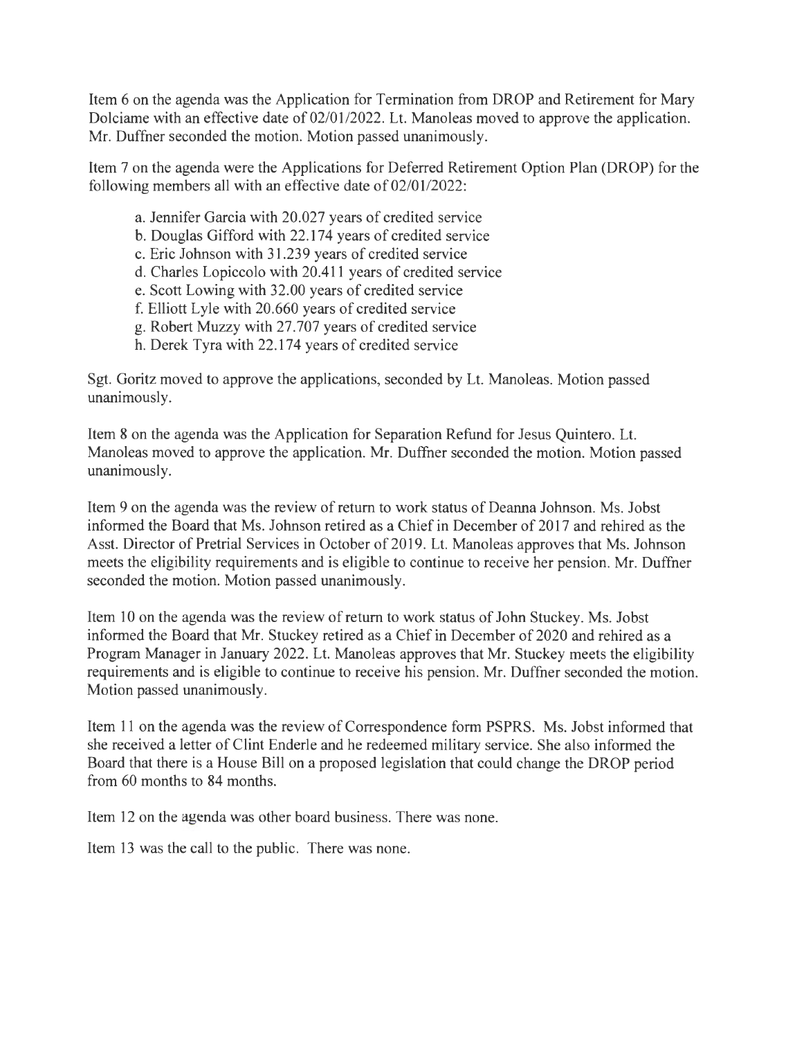Item 6 on the agenda was the Application for Termination from DROP and Retirement for Mary Dolciame with an effective date of 02/01/2022. Lt. Manoleas moved to approve the application. Mr. Duffner seconded the motion. Motion passed unanimously.

Item 7 on the agenda were the Applications for Deferred Retirement Option Plan (DROP) for the following members all with an effective date of 02/01/2022:

a. Jennifer Garcia with 20.027 years of credited service
b. Douglas Gifford with 22.174 years of credited service
c. Eric Johnson with 31.239 years of credited service
d. Charles Lopiccolo with 20.411 years of credited service
e. Scott Lowing with 32.00 years of credited service
f. Elliott Lyle with 20.660 years of credited service
g. Robert Muzzy with 27.707 years of credited service
h. Derek Tyra with 22.174 years of credited service

Sgt. Goritz moved to approve the applications, seconded by Lt. Manoleas. Motion passed unanimously.

Item 8 on the agenda was the Application for Separation Refund for Jesus Quintero. Lt. Manoleas moved to approve the application. Mr. Duffner seconded the motion. Motion passed unanimously.

Item 9 on the agenda was the review of return to work status of Deanna Johnson. Ms. Jobst informed the Board that Ms. Johnson retired as a Chief in December of 2017 and rehired as the Asst. Director of Pretrial Services in October of 2019. Lt. Manoleas approves that Ms. Johnson meets the eligibility requirements and is eligible to continue to receive her pension. Mr. Duffner seconded the motion. Motion passed unanimously.

Item 10 on the agenda was the review of return to work status of John Stuckey. Ms. Jobst informed the Board that Mr. Stuckey retired as a Chief in December of 2020 and rehired as a Program Manager in January 2022. Lt. Manoleas approves that Mr. Stuckey meets the eligibility requirements and is eligible to continue to receive his pension. Mr. Duffner seconded the motion. Motion passed unanimously.

Item 11 on the agenda was the review of Correspondence form PSPRS. Ms. Jobst informed that she received a letter of Clint Enderle and he redeemed military service. She also informed the Board that there is a House Bill on a proposed legislation that could change the DROP period from 60 months to 84 months.

Item 12 on the agenda was other board business. There was none.

Item 13 was the call to the public. There was none.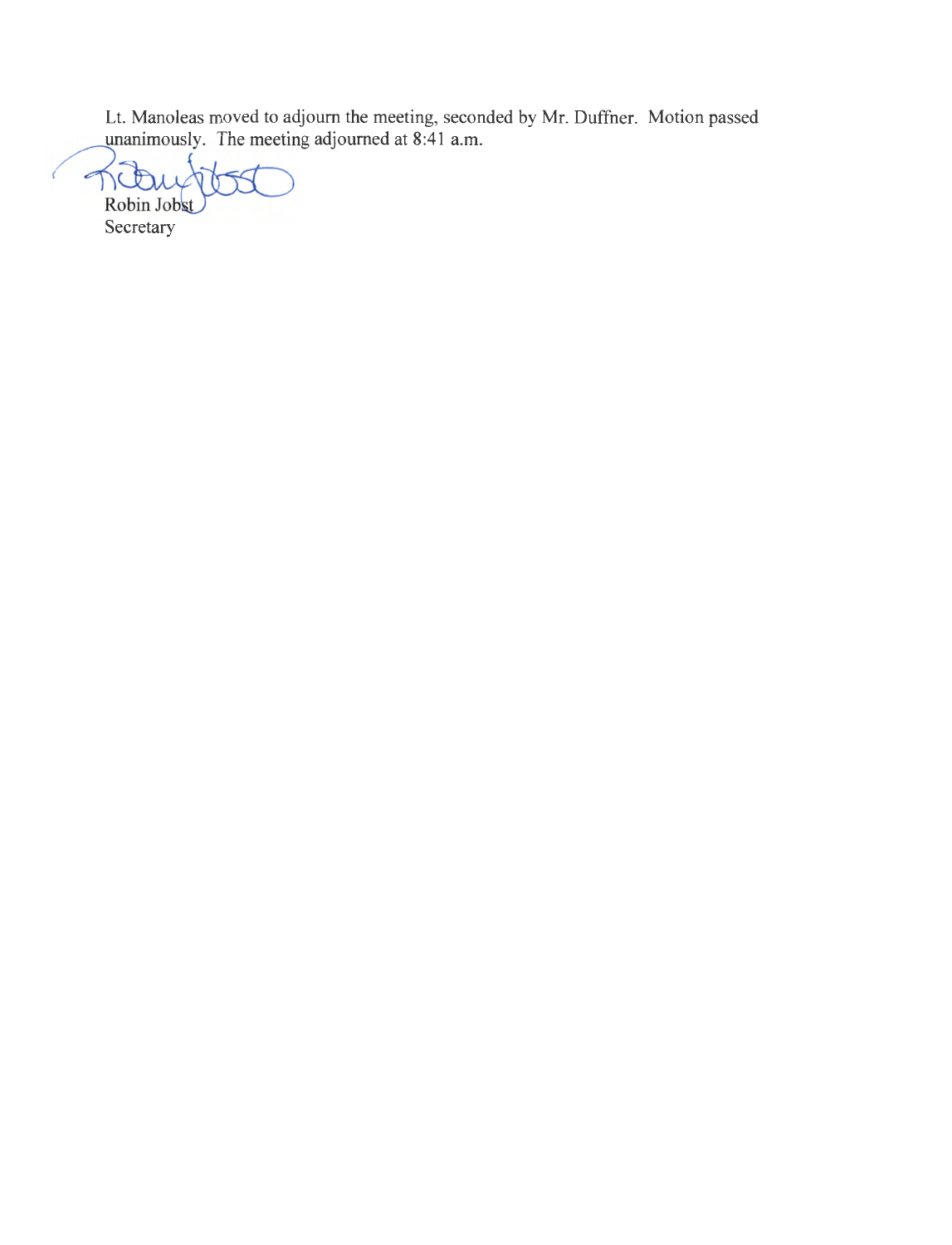Lt. Manoleas moved to adjourn the meeting, seconded by Mr. Duffner. Motion passed unanimously. The meeting adjourned at 8:41 a.m.

Robin Jobst
Secretary